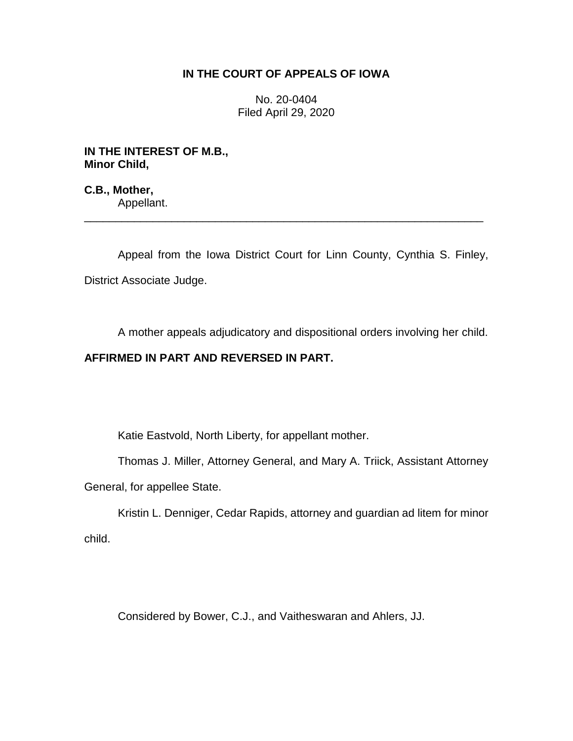**IN THE COURT OF APPEALS OF IOWA**

No. 20-0404
Filed April 29, 2020

**IN THE INTEREST OF M.B.,**
**Minor Child,**

**C.B., Mother,**
Appellant.

---

Appeal from the Iowa District Court for Linn County, Cynthia S. Finley, District Associate Judge.

A mother appeals adjudicatory and dispositional orders involving her child.

**AFFIRMED IN PART AND REVERSED IN PART.**

Katie Eastvold, North Liberty, for appellant mother.

Thomas J. Miller, Attorney General, and Mary A. Triick, Assistant Attorney General, for appellee State.

Kristin L. Denniger, Cedar Rapids, attorney and guardian ad litem for minor child.

Considered by Bower, C.J., and Vaitheswaran and Ahlers, JJ.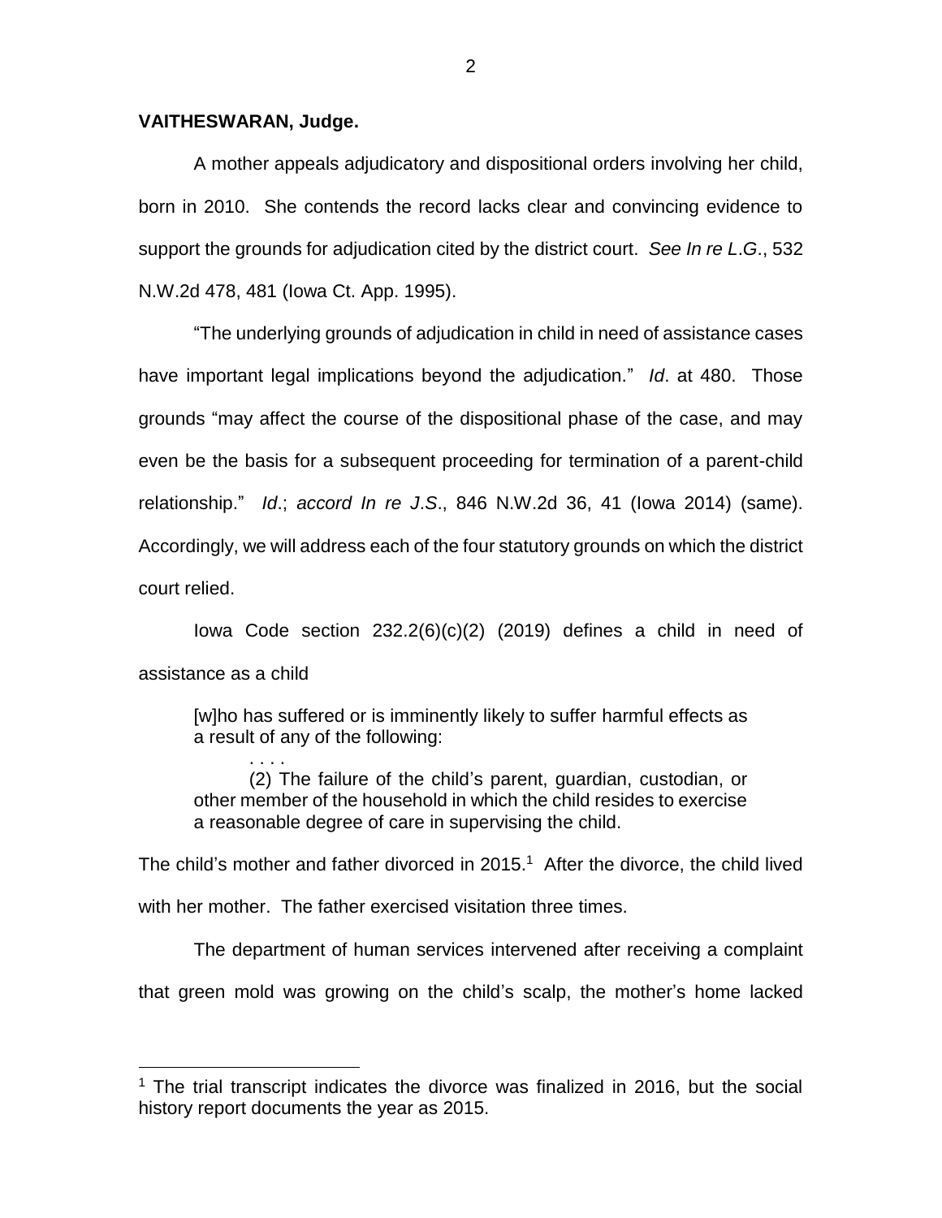**VAITHESWARAN, Judge.**

A mother appeals adjudicatory and dispositional orders involving her child, born in 2010. She contends the record lacks clear and convincing evidence to support the grounds for adjudication cited by the district court. *See In re L.G.*, 532 N.W.2d 478, 481 (Iowa Ct. App. 1995).

"The underlying grounds of adjudication in child in need of assistance cases have important legal implications beyond the adjudication." *Id*. at 480. Those grounds "may affect the course of the dispositional phase of the case, and may even be the basis for a subsequent proceeding for termination of a parent-child relationship." *Id*.; *accord In re J.S.*, 846 N.W.2d 36, 41 (Iowa 2014) (same). Accordingly, we will address each of the four statutory grounds on which the district court relied.

Iowa Code section 232.2(6)(c)(2) (2019) defines a child in need of assistance as a child

> [w]ho has suffered or is imminently likely to suffer harmful effects as a result of any of the following:
>
> . . . .
>
> (2) The failure of the child's parent, guardian, custodian, or other member of the household in which the child resides to exercise a reasonable degree of care in supervising the child.

The child's mother and father divorced in 2015.[1] After the divorce, the child lived with her mother. The father exercised visitation three times.

The department of human services intervened after receiving a complaint that green mold was growing on the child's scalp, the mother's home lacked

[1] The trial transcript indicates the divorce was finalized in 2016, but the social history report documents the year as 2015.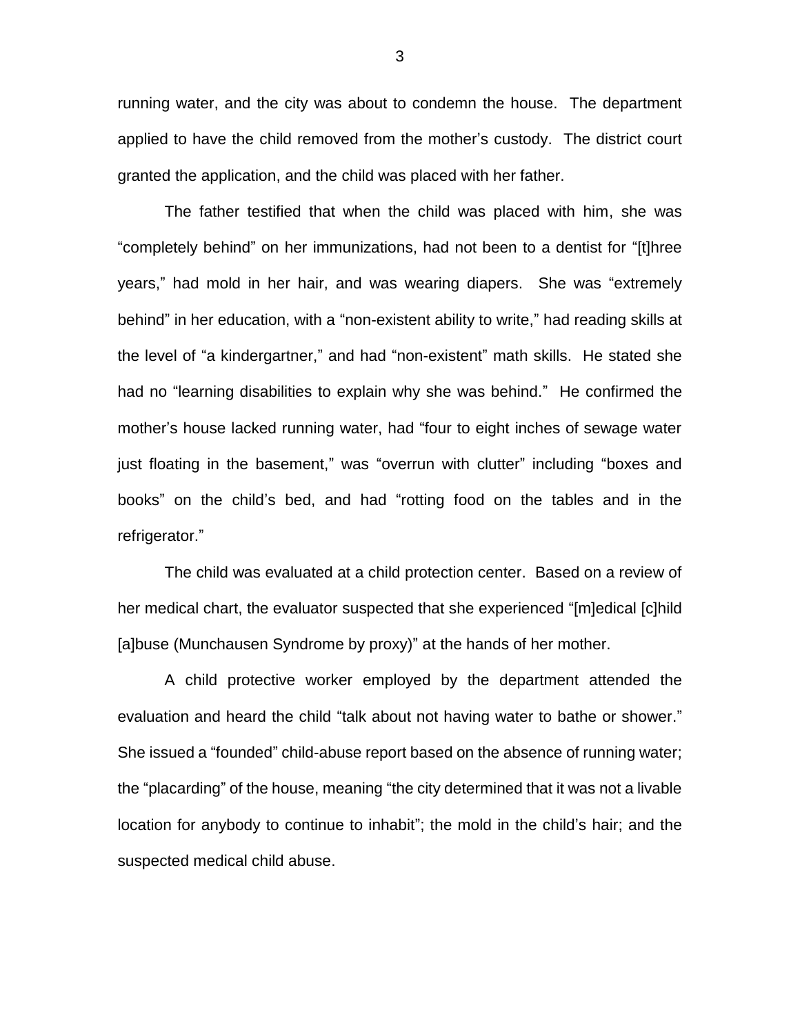running water, and the city was about to condemn the house. The department applied to have the child removed from the mother's custody. The district court granted the application, and the child was placed with her father.

The father testified that when the child was placed with him, she was "completely behind" on her immunizations, had not been to a dentist for "[t]hree years," had mold in her hair, and was wearing diapers. She was "extremely behind" in her education, with a "non-existent ability to write," had reading skills at the level of "a kindergartner," and had "non-existent" math skills. He stated she had no "learning disabilities to explain why she was behind." He confirmed the mother's house lacked running water, had "four to eight inches of sewage water just floating in the basement," was "overrun with clutter" including "boxes and books" on the child's bed, and had "rotting food on the tables and in the refrigerator."

The child was evaluated at a child protection center. Based on a review of her medical chart, the evaluator suspected that she experienced "[m]edical [c]hild [a]buse (Munchausen Syndrome by proxy)" at the hands of her mother.

A child protective worker employed by the department attended the evaluation and heard the child "talk about not having water to bathe or shower." She issued a "founded" child-abuse report based on the absence of running water; the "placarding" of the house, meaning "the city determined that it was not a livable location for anybody to continue to inhabit"; the mold in the child's hair; and the suspected medical child abuse.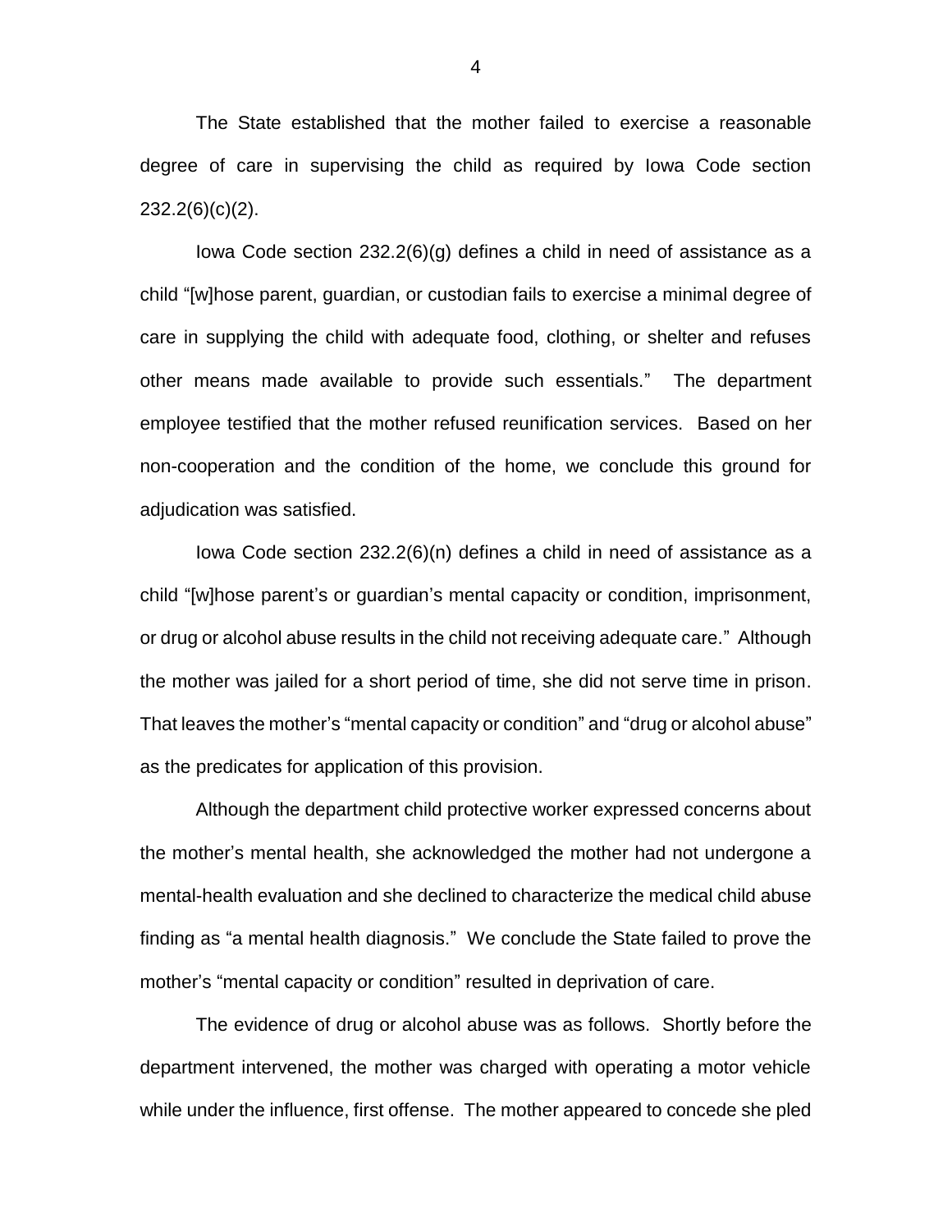The State established that the mother failed to exercise a reasonable degree of care in supervising the child as required by Iowa Code section 232.2(6)(c)(2).

Iowa Code section 232.2(6)(g) defines a child in need of assistance as a child "[w]hose parent, guardian, or custodian fails to exercise a minimal degree of care in supplying the child with adequate food, clothing, or shelter and refuses other means made available to provide such essentials." The department employee testified that the mother refused reunification services. Based on her non-cooperation and the condition of the home, we conclude this ground for adjudication was satisfied.

Iowa Code section 232.2(6)(n) defines a child in need of assistance as a child "[w]hose parent's or guardian's mental capacity or condition, imprisonment, or drug or alcohol abuse results in the child not receiving adequate care." Although the mother was jailed for a short period of time, she did not serve time in prison. That leaves the mother's "mental capacity or condition" and "drug or alcohol abuse" as the predicates for application of this provision.

Although the department child protective worker expressed concerns about the mother's mental health, she acknowledged the mother had not undergone a mental-health evaluation and she declined to characterize the medical child abuse finding as "a mental health diagnosis." We conclude the State failed to prove the mother's "mental capacity or condition" resulted in deprivation of care.

The evidence of drug or alcohol abuse was as follows. Shortly before the department intervened, the mother was charged with operating a motor vehicle while under the influence, first offense. The mother appeared to concede she pled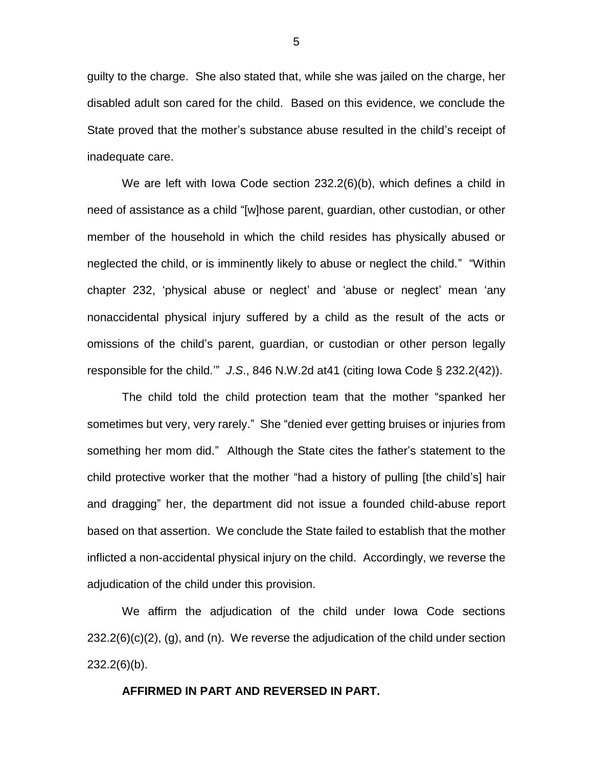guilty to the charge. She also stated that, while she was jailed on the charge, her disabled adult son cared for the child. Based on this evidence, we conclude the State proved that the mother's substance abuse resulted in the child's receipt of inadequate care.

We are left with Iowa Code section 232.2(6)(b), which defines a child in need of assistance as a child "[w]hose parent, guardian, other custodian, or other member of the household in which the child resides has physically abused or neglected the child, or is imminently likely to abuse or neglect the child." "Within chapter 232, 'physical abuse or neglect' and 'abuse or neglect' mean 'any nonaccidental physical injury suffered by a child as the result of the acts or omissions of the child's parent, guardian, or custodian or other person legally responsible for the child.'" *J.S.*, 846 N.W.2d at41 (citing Iowa Code § 232.2(42)).

The child told the child protection team that the mother "spanked her sometimes but very, very rarely." She "denied ever getting bruises or injuries from something her mom did." Although the State cites the father's statement to the child protective worker that the mother "had a history of pulling [the child's] hair and dragging" her, the department did not issue a founded child-abuse report based on that assertion. We conclude the State failed to establish that the mother inflicted a non-accidental physical injury on the child. Accordingly, we reverse the adjudication of the child under this provision.

We affirm the adjudication of the child under Iowa Code sections 232.2(6)(c)(2), (g), and (n). We reverse the adjudication of the child under section 232.2(6)(b).

**AFFIRMED IN PART AND REVERSED IN PART.**